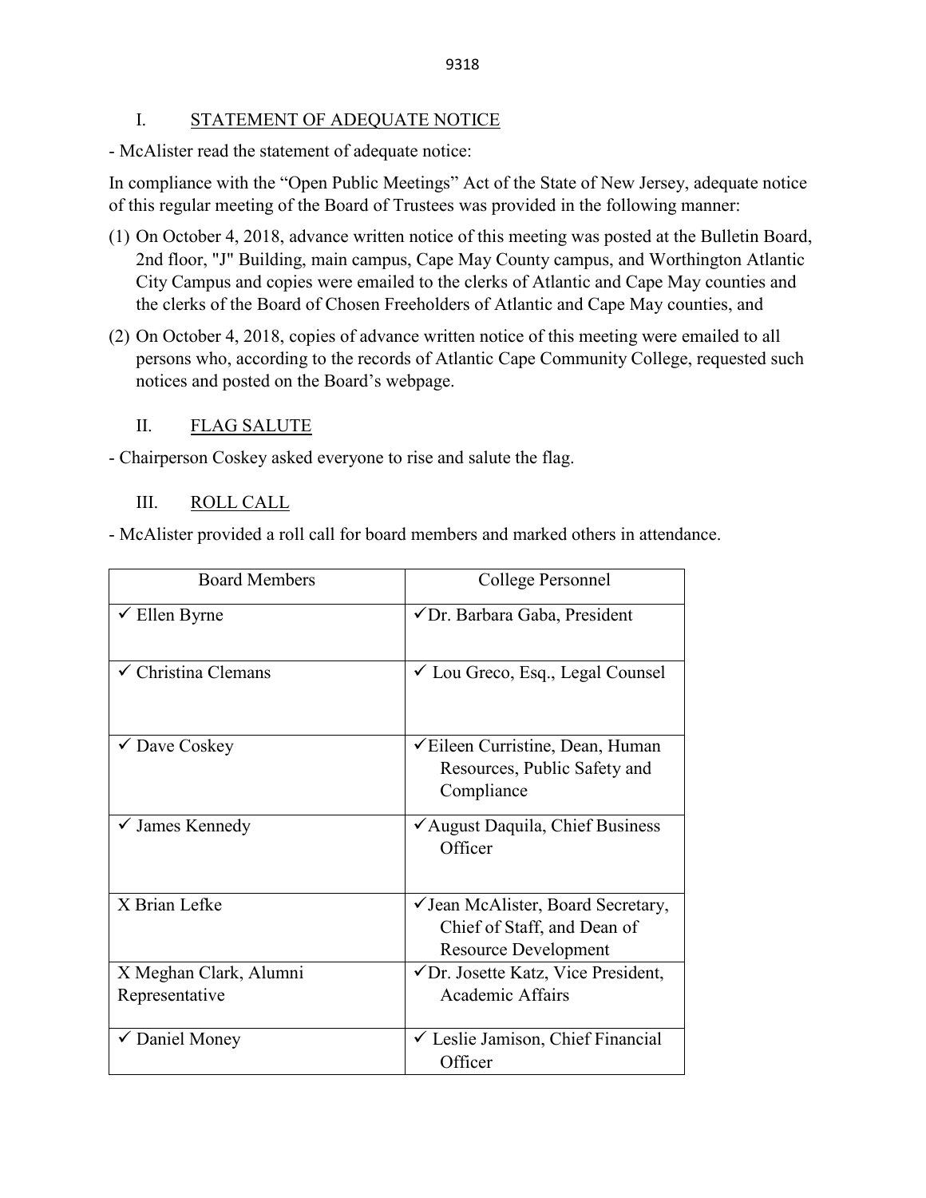## I. STATEMENT OF ADEQUATE NOTICE

- McAlister read the statement of adequate notice:

In compliance with the "Open Public Meetings" Act of the State of New Jersey, adequate notice of this regular meeting of the Board of Trustees was provided in the following manner:

(1) On October 4, 2018, advance written notice of this meeting was posted at the Bulletin Board, 2nd floor, "J" Building, main campus, Cape May County campus, and Worthington Atlantic City Campus and copies were emailed to the clerks of Atlantic and Cape May counties and the clerks of the Board of Chosen Freeholders of Atlantic and Cape May counties, and

(2) On October 4, 2018, copies of advance written notice of this meeting were emailed to all persons who, according to the records of Atlantic Cape Community College, requested such notices and posted on the Board's webpage.

## II. FLAG SALUTE

- Chairperson Coskey asked everyone to rise and salute the flag.

## III. ROLL CALL

- McAlister provided a roll call for board members and marked others in attendance.

| Board Members | College Personnel |
|---|---|
| ✓ Ellen Byrne | ✓Dr. Barbara Gaba, President |
| ✓ Christina Clemans | ✓ Lou Greco, Esq., Legal Counsel |
| ✓ Dave Coskey | ✓Eileen Curristine, Dean, Human Resources, Public Safety and Compliance |
| ✓ James Kennedy | ✓August Daquila, Chief Business Officer |
| X Brian Lefke | ✓Jean McAlister, Board Secretary, Chief of Staff, and Dean of Resource Development |
| X Meghan Clark, Alumni Representative | ✓Dr. Josette Katz, Vice President, Academic Affairs |
| ✓ Daniel Money | ✓ Leslie Jamison, Chief Financial Officer |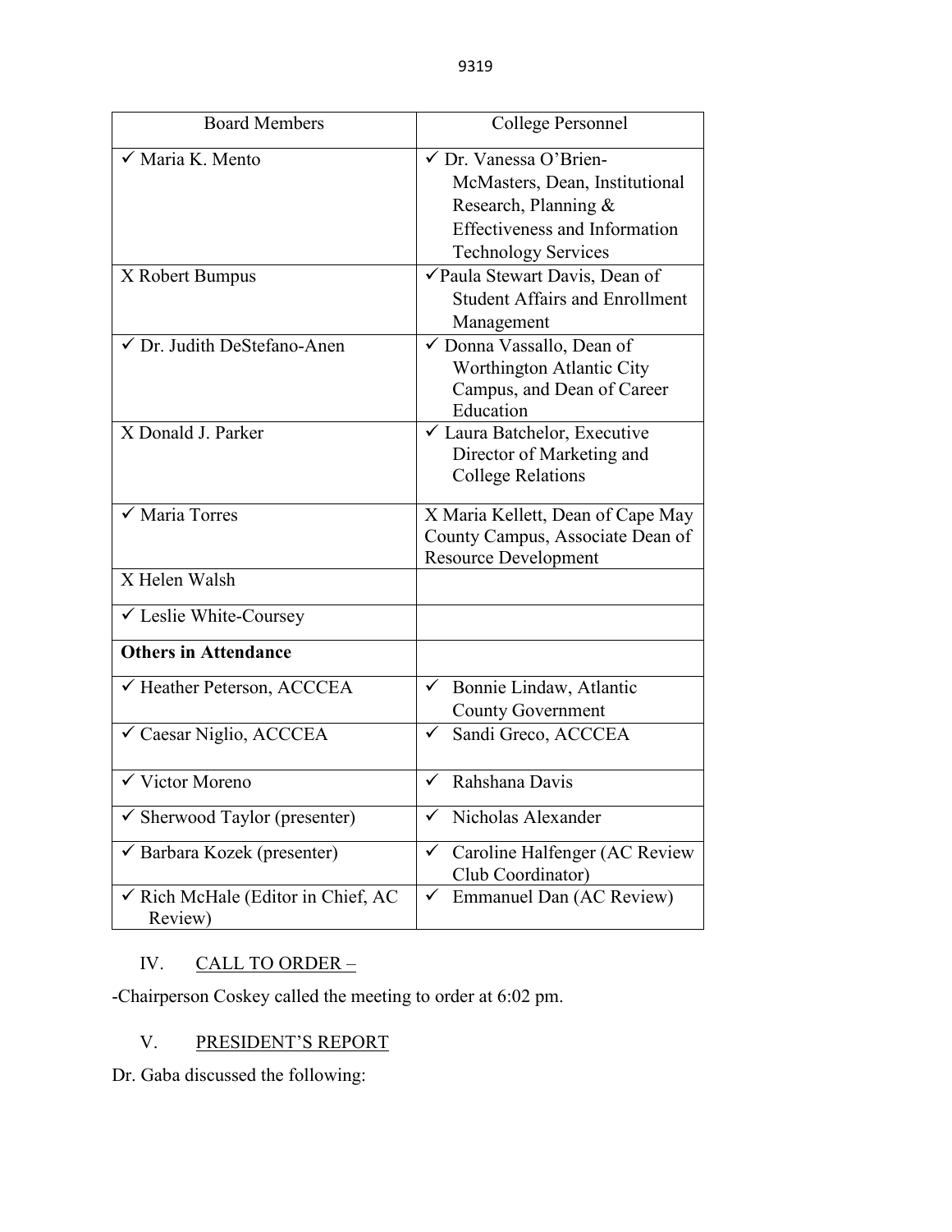| Board Members | College Personnel |
| --- | --- |
| ✓ Maria K. Mento | ✓ Dr. Vanessa O'Brien-McMasters, Dean, Institutional Research, Planning & Effectiveness and Information Technology Services |
| X Robert Bumpus | ✓Paula Stewart Davis, Dean of Student Affairs and Enrollment Management |
| ✓ Dr. Judith DeStefano-Anen | ✓ Donna Vassallo, Dean of Worthington Atlantic City Campus, and Dean of Career Education |
| X Donald J. Parker | ✓ Laura Batchelor, Executive Director of Marketing and College Relations |
| ✓ Maria Torres | X Maria Kellett, Dean of Cape May County Campus, Associate Dean of Resource Development |
| X Helen Walsh | |
| ✓ Leslie White-Coursey | |
| **Others in Attendance** | |
| ✓ Heather Peterson, ACCCEA | ✓ Bonnie Lindaw, Atlantic County Government |
| ✓ Caesar Niglio, ACCCEA | ✓ Sandi Greco, ACCCEA |
| ✓ Victor Moreno | ✓ Rahshana Davis |
| ✓ Sherwood Taylor (presenter) | ✓ Nicholas Alexander |
| ✓ Barbara Kozek (presenter) | ✓ Caroline Halfenger (AC Review Club Coordinator) |
| ✓ Rich McHale (Editor in Chief, AC Review) | ✓ Emmanuel Dan (AC Review) |

IV. CALL TO ORDER –

-Chairperson Coskey called the meeting to order at 6:02 pm.

V. PRESIDENT'S REPORT

Dr. Gaba discussed the following: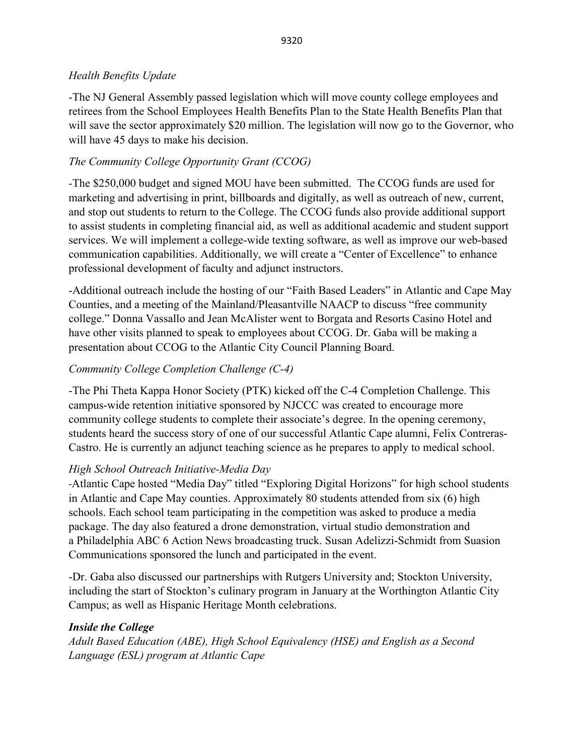*Health Benefits Update*

-The NJ General Assembly passed legislation which will move county college employees and retirees from the School Employees Health Benefits Plan to the State Health Benefits Plan that will save the sector approximately $20 million. The legislation will now go to the Governor, who will have 45 days to make his decision.

*The Community College Opportunity Grant (CCOG)*

-The $250,000 budget and signed MOU have been submitted. The CCOG funds are used for marketing and advertising in print, billboards and digitally, as well as outreach of new, current, and stop out students to return to the College. The CCOG funds also provide additional support to assist students in completing financial aid, as well as additional academic and student support services. We will implement a college-wide texting software, as well as improve our web-based communication capabilities. Additionally, we will create a "Center of Excellence" to enhance professional development of faculty and adjunct instructors.

-Additional outreach include the hosting of our "Faith Based Leaders" in Atlantic and Cape May Counties, and a meeting of the Mainland/Pleasantville NAACP to discuss "free community college." Donna Vassallo and Jean McAlister went to Borgata and Resorts Casino Hotel and have other visits planned to speak to employees about CCOG. Dr. Gaba will be making a presentation about CCOG to the Atlantic City Council Planning Board.

*Community College Completion Challenge (C-4)*

-The Phi Theta Kappa Honor Society (PTK) kicked off the C-4 Completion Challenge. This campus-wide retention initiative sponsored by NJCCC was created to encourage more community college students to complete their associate's degree. In the opening ceremony, students heard the success story of one of our successful Atlantic Cape alumni, Felix Contreras-Castro. He is currently an adjunct teaching science as he prepares to apply to medical school.

*High School Outreach Initiative-Media Day*

-Atlantic Cape hosted "Media Day" titled "Exploring Digital Horizons" for high school students in Atlantic and Cape May counties. Approximately 80 students attended from six (6) high schools. Each school team participating in the competition was asked to produce a media package. The day also featured a drone demonstration, virtual studio demonstration and a Philadelphia ABC 6 Action News broadcasting truck. Susan Adelizzi-Schmidt from Suasion Communications sponsored the lunch and participated in the event.

-Dr. Gaba also discussed our partnerships with Rutgers University and; Stockton University, including the start of Stockton's culinary program in January at the Worthington Atlantic City Campus; as well as Hispanic Heritage Month celebrations.

***Inside the College***

*Adult Based Education (ABE), High School Equivalency (HSE) and English as a Second Language (ESL) program at Atlantic Cape*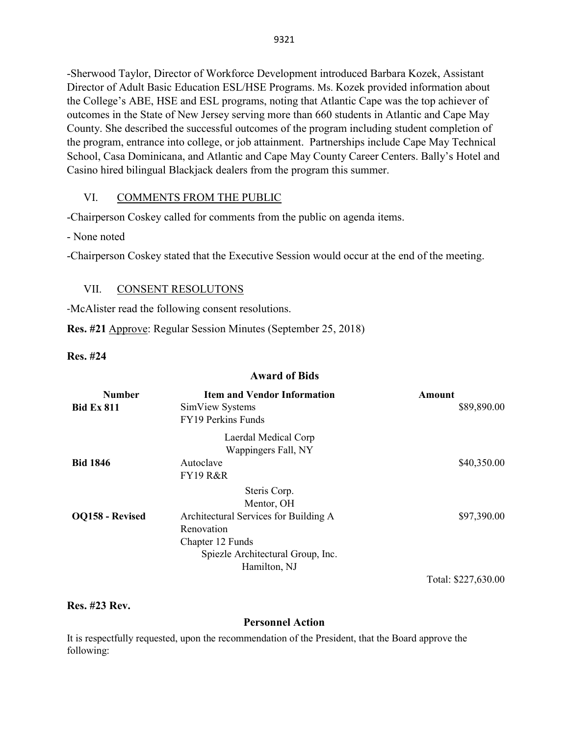-Sherwood Taylor, Director of Workforce Development introduced Barbara Kozek, Assistant Director of Adult Basic Education ESL/HSE Programs. Ms. Kozek provided information about the College's ABE, HSE and ESL programs, noting that Atlantic Cape was the top achiever of outcomes in the State of New Jersey serving more than 660 students in Atlantic and Cape May County. She described the successful outcomes of the program including student completion of the program, entrance into college, or job attainment. Partnerships include Cape May Technical School, Casa Dominicana, and Atlantic and Cape May County Career Centers. Bally's Hotel and Casino hired bilingual Blackjack dealers from the program this summer.

## VI. COMMENTS FROM THE PUBLIC

-Chairperson Coskey called for comments from the public on agenda items.

- None noted

-Chairperson Coskey stated that the Executive Session would occur at the end of the meeting.

## VII. CONSENT RESOLUTONS

-McAlister read the following consent resolutions.

**Res. #21** Approve: Regular Session Minutes (September 25, 2018)

**Res. #24**

**Award of Bids**

| Number | Item and Vendor Information | Amount |
|---|---|---|
| **Bid Ex 811** | SimView Systems<br>FY19 Perkins Funds<br>Laerdal Medical Corp<br>Wappingers Fall, NY | $89,890.00 |
| **Bid 1846** | Autoclave<br>FY19 R&R<br>Steris Corp.<br>Mentor, OH | $40,350.00 |
| **OQ158 - Revised** | Architectural Services for Building A Renovation<br>Chapter 12 Funds<br>Spiezle Architectural Group, Inc.<br>Hamilton, NJ | $97,390.00 |
| | | Total: $227,630.00 |

**Res. #23 Rev.**

**Personnel Action**

It is respectfully requested, upon the recommendation of the President, that the Board approve the following: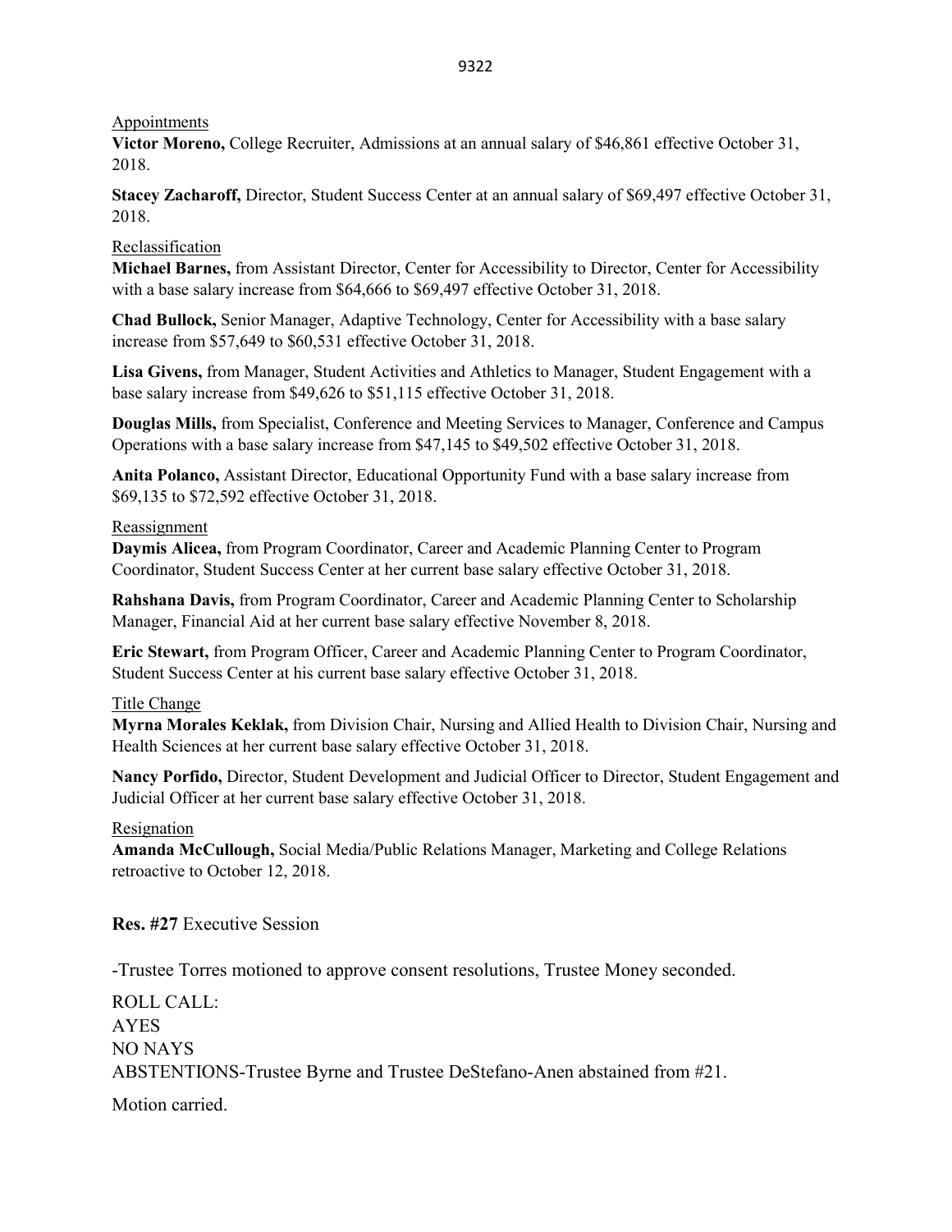Appointments

**Victor Moreno,** College Recruiter, Admissions at an annual salary of $46,861 effective October 31, 2018.

**Stacey Zacharoff,** Director, Student Success Center at an annual salary of $69,497 effective October 31, 2018.

Reclassification

**Michael Barnes,** from Assistant Director, Center for Accessibility to Director, Center for Accessibility with a base salary increase from $64,666 to $69,497 effective October 31, 2018.

**Chad Bullock,** Senior Manager, Adaptive Technology, Center for Accessibility with a base salary increase from $57,649 to $60,531 effective October 31, 2018.

**Lisa Givens,** from Manager, Student Activities and Athletics to Manager, Student Engagement with a base salary increase from $49,626 to $51,115 effective October 31, 2018.

**Douglas Mills,** from Specialist, Conference and Meeting Services to Manager, Conference and Campus Operations with a base salary increase from $47,145 to $49,502 effective October 31, 2018.

**Anita Polanco,** Assistant Director, Educational Opportunity Fund with a base salary increase from $69,135 to $72,592 effective October 31, 2018.

Reassignment

**Daymis Alicea,** from Program Coordinator, Career and Academic Planning Center to Program Coordinator, Student Success Center at her current base salary effective October 31, 2018.

**Rahshana Davis,** from Program Coordinator, Career and Academic Planning Center to Scholarship Manager, Financial Aid at her current base salary effective November 8, 2018.

**Eric Stewart,** from Program Officer, Career and Academic Planning Center to Program Coordinator, Student Success Center at his current base salary effective October 31, 2018.

Title Change

**Myrna Morales Keklak,** from Division Chair, Nursing and Allied Health to Division Chair, Nursing and Health Sciences at her current base salary effective October 31, 2018.

**Nancy Porfido,** Director, Student Development and Judicial Officer to Director, Student Engagement and Judicial Officer at her current base salary effective October 31, 2018.

Resignation

**Amanda McCullough,** Social Media/Public Relations Manager, Marketing and College Relations retroactive to October 12, 2018.

**Res. #27** Executive Session

-Trustee Torres motioned to approve consent resolutions, Trustee Money seconded.

ROLL CALL:
AYES
NO NAYS
ABSTENTIONS-Trustee Byrne and Trustee DeStefano-Anen abstained from #21.

Motion carried.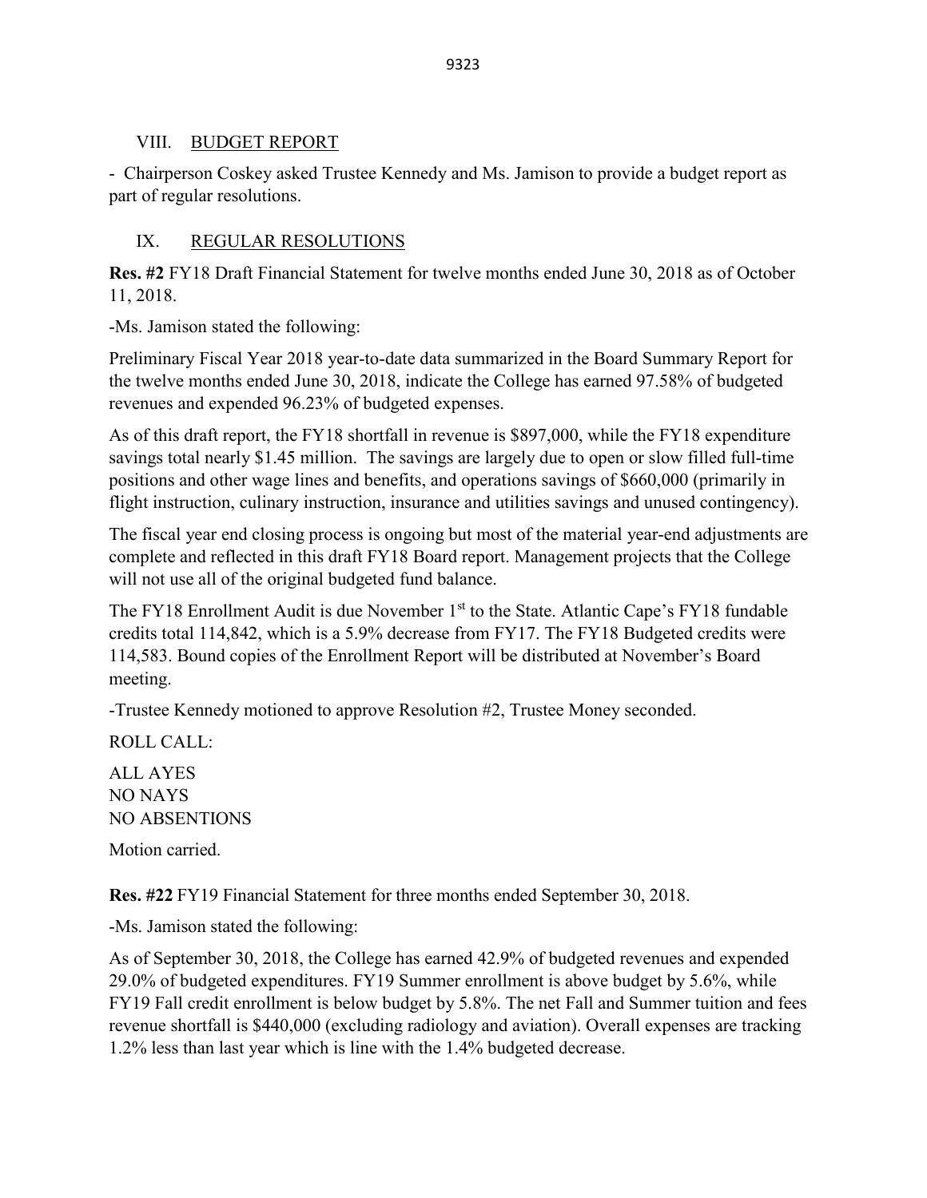## VIII. BUDGET REPORT

- Chairperson Coskey asked Trustee Kennedy and Ms. Jamison to provide a budget report as part of regular resolutions.

## IX. REGULAR RESOLUTIONS

**Res. #2** FY18 Draft Financial Statement for twelve months ended June 30, 2018 as of October 11, 2018.

-Ms. Jamison stated the following:

Preliminary Fiscal Year 2018 year-to-date data summarized in the Board Summary Report for the twelve months ended June 30, 2018, indicate the College has earned 97.58% of budgeted revenues and expended 96.23% of budgeted expenses.

As of this draft report, the FY18 shortfall in revenue is $897,000, while the FY18 expenditure savings total nearly $1.45 million. The savings are largely due to open or slow filled full-time positions and other wage lines and benefits, and operations savings of $660,000 (primarily in flight instruction, culinary instruction, insurance and utilities savings and unused contingency).

The fiscal year end closing process is ongoing but most of the material year-end adjustments are complete and reflected in this draft FY18 Board report. Management projects that the College will not use all of the original budgeted fund balance.

The FY18 Enrollment Audit is due November 1st to the State. Atlantic Cape's FY18 fundable credits total 114,842, which is a 5.9% decrease from FY17. The FY18 Budgeted credits were 114,583. Bound copies of the Enrollment Report will be distributed at November's Board meeting.

-Trustee Kennedy motioned to approve Resolution #2, Trustee Money seconded.

ROLL CALL:

ALL AYES
NO NAYS
NO ABSENTIONS

Motion carried.

**Res. #22** FY19 Financial Statement for three months ended September 30, 2018.

-Ms. Jamison stated the following:

As of September 30, 2018, the College has earned 42.9% of budgeted revenues and expended 29.0% of budgeted expenditures. FY19 Summer enrollment is above budget by 5.6%, while FY19 Fall credit enrollment is below budget by 5.8%. The net Fall and Summer tuition and fees revenue shortfall is $440,000 (excluding radiology and aviation). Overall expenses are tracking 1.2% less than last year which is line with the 1.4% budgeted decrease.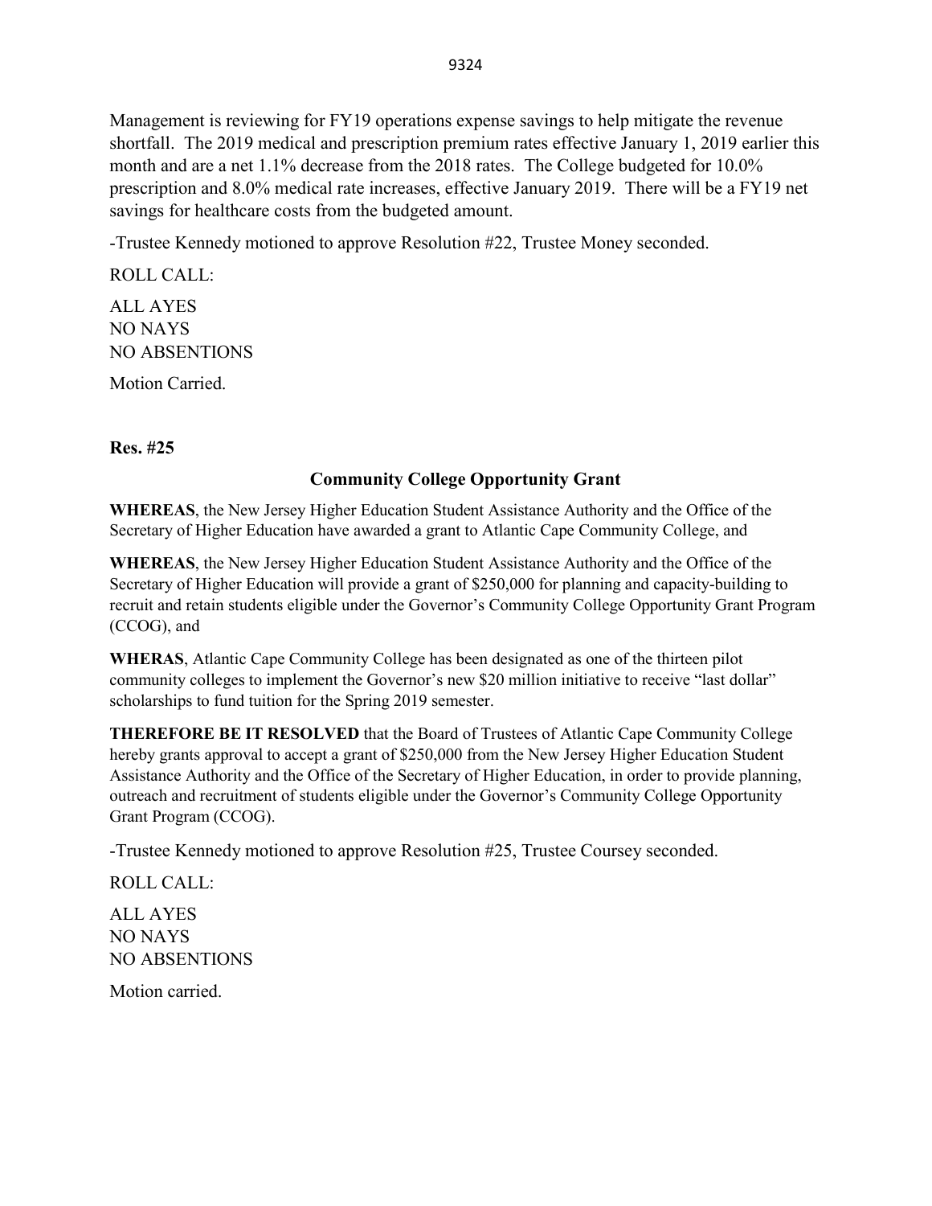Management is reviewing for FY19 operations expense savings to help mitigate the revenue shortfall. The 2019 medical and prescription premium rates effective January 1, 2019 earlier this month and are a net 1.1% decrease from the 2018 rates. The College budgeted for 10.0% prescription and 8.0% medical rate increases, effective January 2019. There will be a FY19 net savings for healthcare costs from the budgeted amount.

-Trustee Kennedy motioned to approve Resolution #22, Trustee Money seconded.

ROLL CALL:

ALL AYES
NO NAYS
NO ABSENTIONS

Motion Carried.

**Res. #25**

**Community College Opportunity Grant**

**WHEREAS**, the New Jersey Higher Education Student Assistance Authority and the Office of the Secretary of Higher Education have awarded a grant to Atlantic Cape Community College, and

**WHEREAS**, the New Jersey Higher Education Student Assistance Authority and the Office of the Secretary of Higher Education will provide a grant of $250,000 for planning and capacity-building to recruit and retain students eligible under the Governor's Community College Opportunity Grant Program (CCOG), and

**WHERAS**, Atlantic Cape Community College has been designated as one of the thirteen pilot community colleges to implement the Governor's new $20 million initiative to receive "last dollar" scholarships to fund tuition for the Spring 2019 semester.

**THEREFORE BE IT RESOLVED** that the Board of Trustees of Atlantic Cape Community College hereby grants approval to accept a grant of $250,000 from the New Jersey Higher Education Student Assistance Authority and the Office of the Secretary of Higher Education, in order to provide planning, outreach and recruitment of students eligible under the Governor's Community College Opportunity Grant Program (CCOG).

-Trustee Kennedy motioned to approve Resolution #25, Trustee Coursey seconded.

ROLL CALL:

ALL AYES
NO NAYS
NO ABSENTIONS

Motion carried.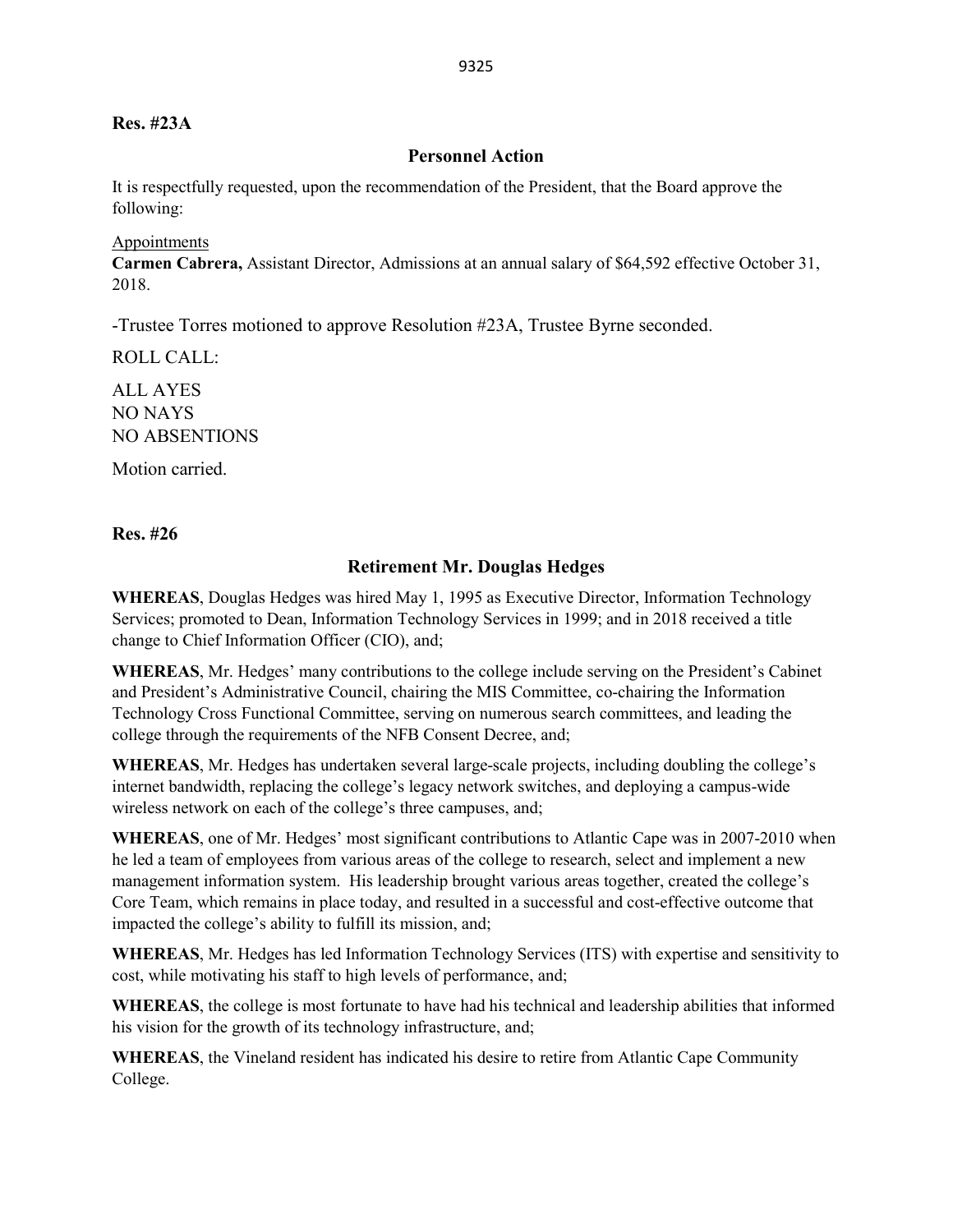**Res. #23A**

## Personnel Action

It is respectfully requested, upon the recommendation of the President, that the Board approve the following:

Appointments

**Carmen Cabrera,** Assistant Director, Admissions at an annual salary of $64,592 effective October 31, 2018.

-Trustee Torres motioned to approve Resolution #23A, Trustee Byrne seconded.

ROLL CALL:

ALL AYES
NO NAYS
NO ABSENTIONS

Motion carried.

**Res. #26**

## Retirement Mr. Douglas Hedges

**WHEREAS**, Douglas Hedges was hired May 1, 1995 as Executive Director, Information Technology Services; promoted to Dean, Information Technology Services in 1999; and in 2018 received a title change to Chief Information Officer (CIO), and;

**WHEREAS**, Mr. Hedges' many contributions to the college include serving on the President's Cabinet and President's Administrative Council, chairing the MIS Committee, co-chairing the Information Technology Cross Functional Committee, serving on numerous search committees, and leading the college through the requirements of the NFB Consent Decree, and;

**WHEREAS**, Mr. Hedges has undertaken several large-scale projects, including doubling the college's internet bandwidth, replacing the college's legacy network switches, and deploying a campus-wide wireless network on each of the college's three campuses, and;

**WHEREAS**, one of Mr. Hedges' most significant contributions to Atlantic Cape was in 2007-2010 when he led a team of employees from various areas of the college to research, select and implement a new management information system. His leadership brought various areas together, created the college's Core Team, which remains in place today, and resulted in a successful and cost-effective outcome that impacted the college's ability to fulfill its mission, and;

**WHEREAS**, Mr. Hedges has led Information Technology Services (ITS) with expertise and sensitivity to cost, while motivating his staff to high levels of performance, and;

**WHEREAS**, the college is most fortunate to have had his technical and leadership abilities that informed his vision for the growth of its technology infrastructure, and;

**WHEREAS**, the Vineland resident has indicated his desire to retire from Atlantic Cape Community College.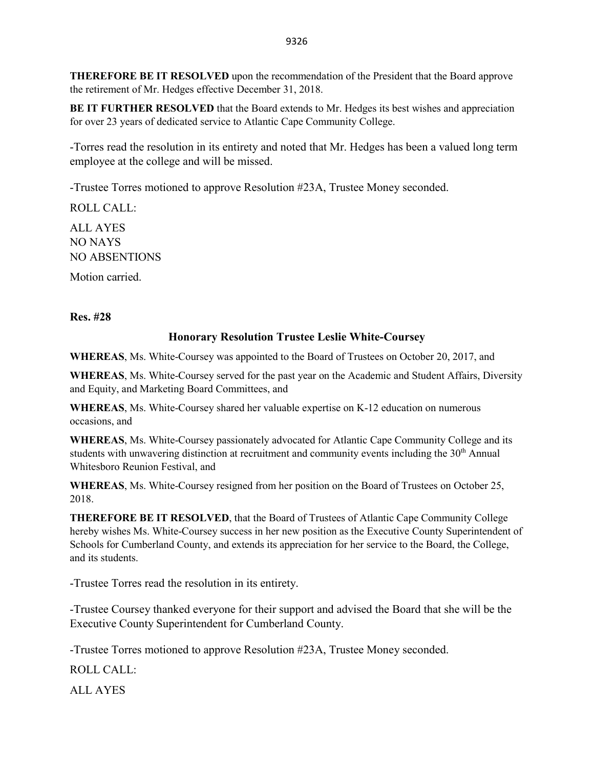**THEREFORE BE IT RESOLVED** upon the recommendation of the President that the Board approve the retirement of Mr. Hedges effective December 31, 2018.

**BE IT FURTHER RESOLVED** that the Board extends to Mr. Hedges its best wishes and appreciation for over 23 years of dedicated service to Atlantic Cape Community College.

-Torres read the resolution in its entirety and noted that Mr. Hedges has been a valued long term employee at the college and will be missed.

-Trustee Torres motioned to approve Resolution #23A, Trustee Money seconded.

ROLL CALL:

ALL AYES
NO NAYS
NO ABSENTIONS

Motion carried.

**Res. #28**

**Honorary Resolution Trustee Leslie White-Coursey**

**WHEREAS**, Ms. White-Coursey was appointed to the Board of Trustees on October 20, 2017, and

**WHEREAS**, Ms. White-Coursey served for the past year on the Academic and Student Affairs, Diversity and Equity, and Marketing Board Committees, and

**WHEREAS**, Ms. White-Coursey shared her valuable expertise on K-12 education on numerous occasions, and

**WHEREAS**, Ms. White-Coursey passionately advocated for Atlantic Cape Community College and its students with unwavering distinction at recruitment and community events including the 30th Annual Whitesboro Reunion Festival, and

**WHEREAS**, Ms. White-Coursey resigned from her position on the Board of Trustees on October 25, 2018.

**THEREFORE BE IT RESOLVED**, that the Board of Trustees of Atlantic Cape Community College hereby wishes Ms. White-Coursey success in her new position as the Executive County Superintendent of Schools for Cumberland County, and extends its appreciation for her service to the Board, the College, and its students.

-Trustee Torres read the resolution in its entirety.

-Trustee Coursey thanked everyone for their support and advised the Board that she will be the Executive County Superintendent for Cumberland County.

-Trustee Torres motioned to approve Resolution #23A, Trustee Money seconded.

ROLL CALL:

ALL AYES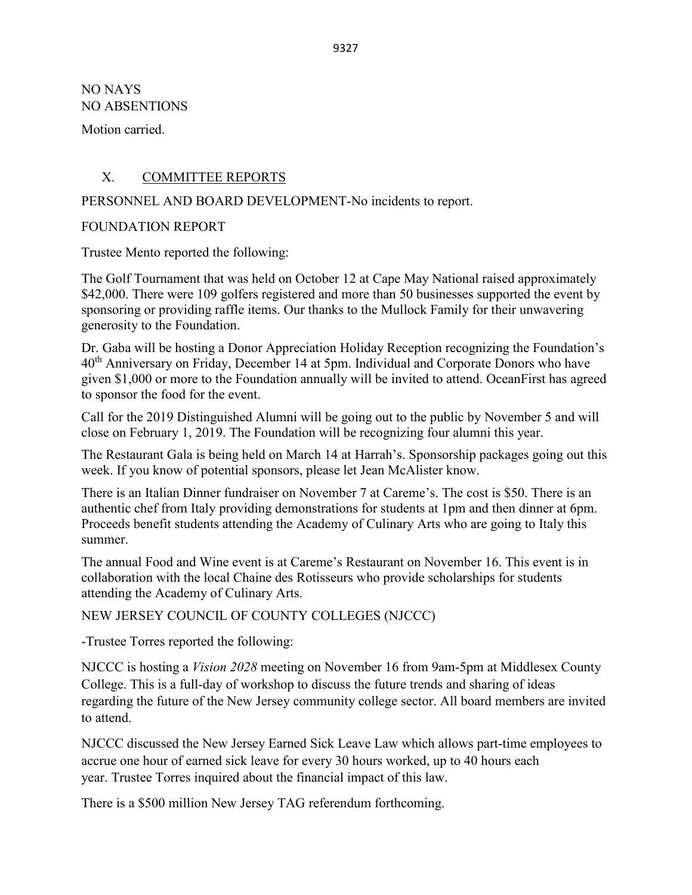NO NAYS
NO ABSENTIONS

Motion carried.

## X. COMMITTEE REPORTS

PERSONNEL AND BOARD DEVELOPMENT-No incidents to report.

FOUNDATION REPORT

Trustee Mento reported the following:

The Golf Tournament that was held on October 12 at Cape May National raised approximately $42,000. There were 109 golfers registered and more than 50 businesses supported the event by sponsoring or providing raffle items. Our thanks to the Mullock Family for their unwavering generosity to the Foundation.

Dr. Gaba will be hosting a Donor Appreciation Holiday Reception recognizing the Foundation's 40th Anniversary on Friday, December 14 at 5pm. Individual and Corporate Donors who have given $1,000 or more to the Foundation annually will be invited to attend. OceanFirst has agreed to sponsor the food for the event.

Call for the 2019 Distinguished Alumni will be going out to the public by November 5 and will close on February 1, 2019. The Foundation will be recognizing four alumni this year.

The Restaurant Gala is being held on March 14 at Harrah's. Sponsorship packages going out this week. If you know of potential sponsors, please let Jean McAlister know.

There is an Italian Dinner fundraiser on November 7 at Careme's. The cost is $50. There is an authentic chef from Italy providing demonstrations for students at 1pm and then dinner at 6pm. Proceeds benefit students attending the Academy of Culinary Arts who are going to Italy this summer.

The annual Food and Wine event is at Careme's Restaurant on November 16. This event is in collaboration with the local Chaine des Rotisseurs who provide scholarships for students attending the Academy of Culinary Arts.

NEW JERSEY COUNCIL OF COUNTY COLLEGES (NJCCC)

-Trustee Torres reported the following:

NJCCC is hosting a *Vision 2028* meeting on November 16 from 9am-5pm at Middlesex County College. This is a full-day of workshop to discuss the future trends and sharing of ideas regarding the future of the New Jersey community college sector. All board members are invited to attend.

NJCCC discussed the New Jersey Earned Sick Leave Law which allows part-time employees to accrue one hour of earned sick leave for every 30 hours worked, up to 40 hours each year. Trustee Torres inquired about the financial impact of this law.

There is a $500 million New Jersey TAG referendum forthcoming.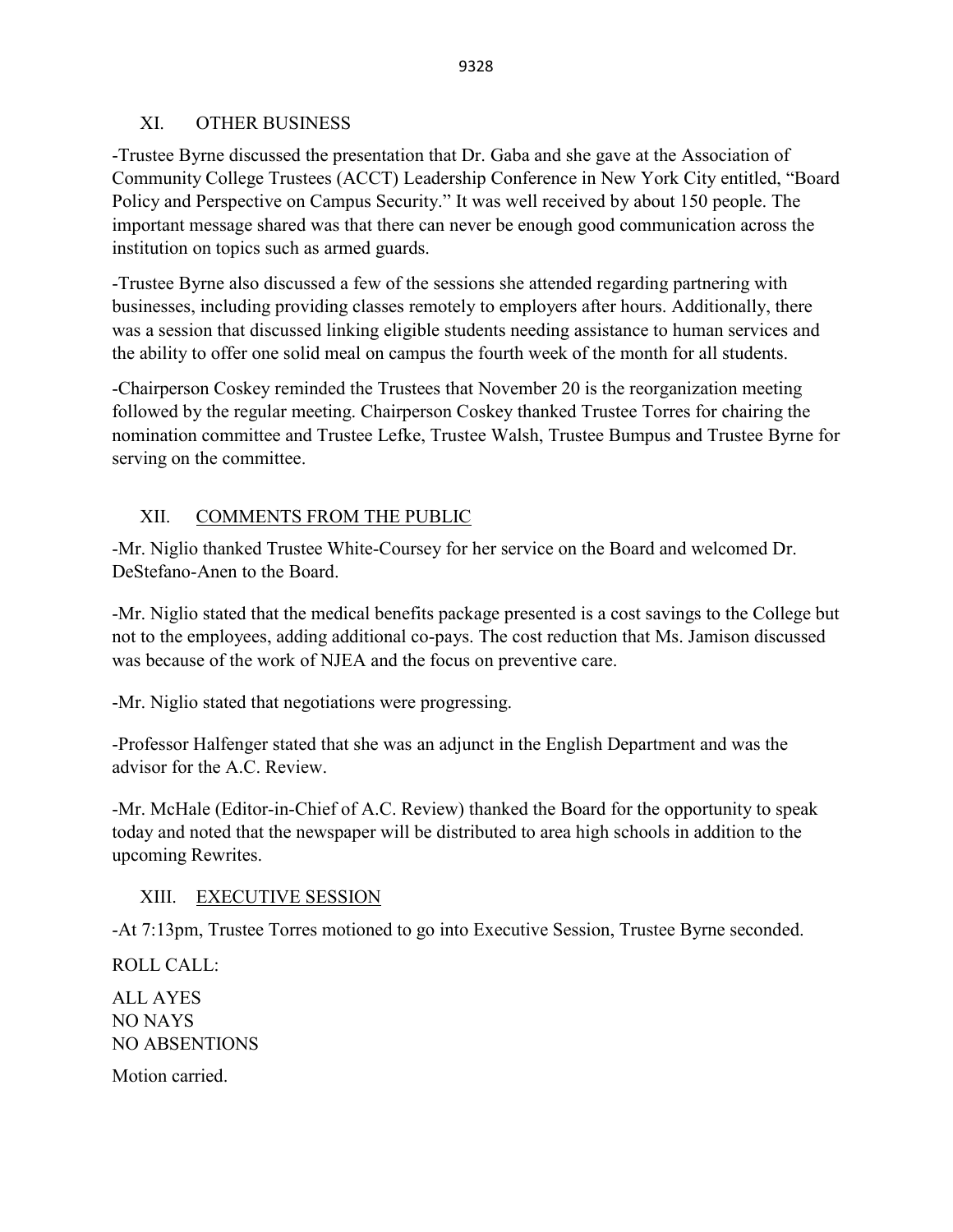## XI. OTHER BUSINESS

-Trustee Byrne discussed the presentation that Dr. Gaba and she gave at the Association of Community College Trustees (ACCT) Leadership Conference in New York City entitled, "Board Policy and Perspective on Campus Security." It was well received by about 150 people. The important message shared was that there can never be enough good communication across the institution on topics such as armed guards.

-Trustee Byrne also discussed a few of the sessions she attended regarding partnering with businesses, including providing classes remotely to employers after hours. Additionally, there was a session that discussed linking eligible students needing assistance to human services and the ability to offer one solid meal on campus the fourth week of the month for all students.

-Chairperson Coskey reminded the Trustees that November 20 is the reorganization meeting followed by the regular meeting. Chairperson Coskey thanked Trustee Torres for chairing the nomination committee and Trustee Lefke, Trustee Walsh, Trustee Bumpus and Trustee Byrne for serving on the committee.

## XII. COMMENTS FROM THE PUBLIC

-Mr. Niglio thanked Trustee White-Coursey for her service on the Board and welcomed Dr. DeStefano-Anen to the Board.

-Mr. Niglio stated that the medical benefits package presented is a cost savings to the College but not to the employees, adding additional co-pays. The cost reduction that Ms. Jamison discussed was because of the work of NJEA and the focus on preventive care.

-Mr. Niglio stated that negotiations were progressing.

-Professor Halfenger stated that she was an adjunct in the English Department and was the advisor for the A.C. Review.

-Mr. McHale (Editor-in-Chief of A.C. Review) thanked the Board for the opportunity to speak today and noted that the newspaper will be distributed to area high schools in addition to the upcoming Rewrites.

## XIII. EXECUTIVE SESSION

-At 7:13pm, Trustee Torres motioned to go into Executive Session, Trustee Byrne seconded.

ROLL CALL:

ALL AYES
NO NAYS
NO ABSENTIONS

Motion carried.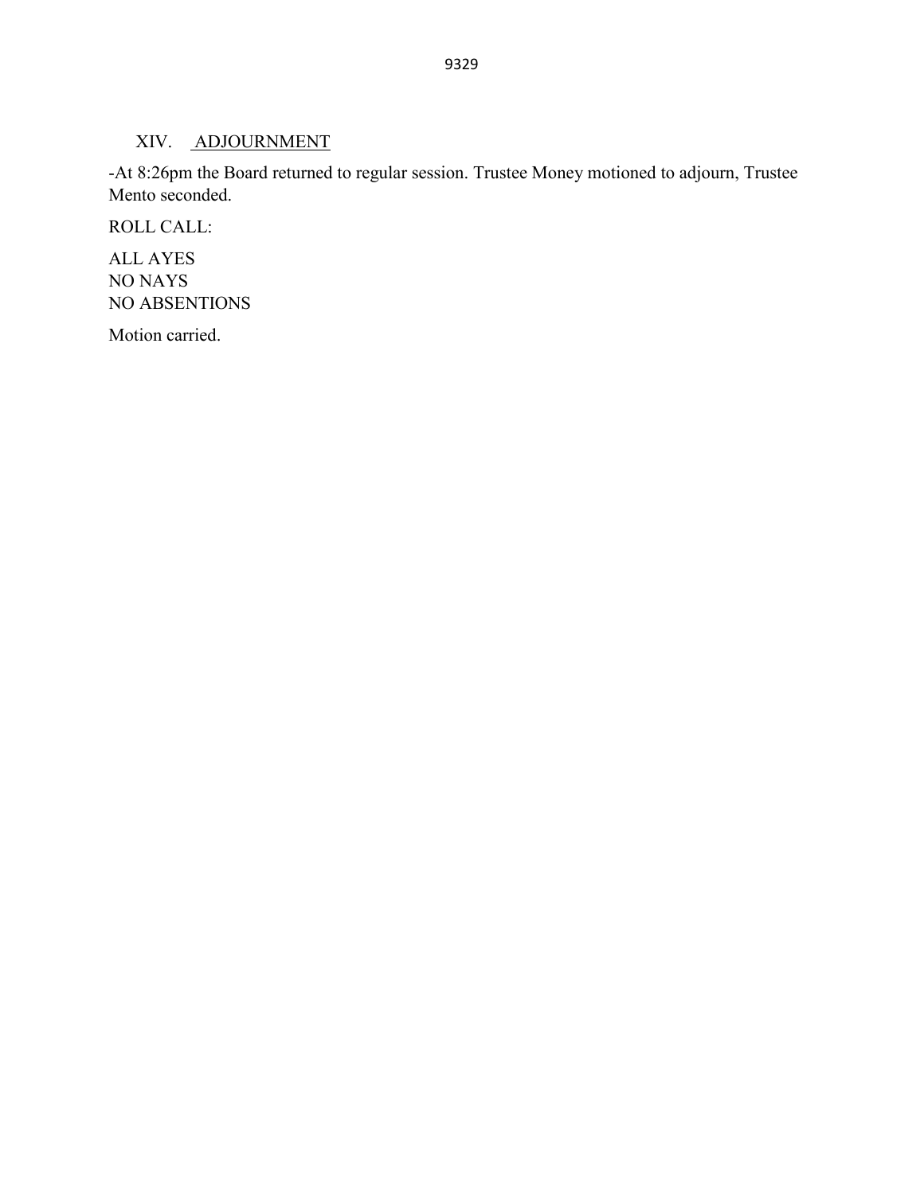## XIV. ADJOURNMENT

-At 8:26pm the Board returned to regular session. Trustee Money motioned to adjourn, Trustee Mento seconded.

ROLL CALL:

ALL AYES
NO NAYS
NO ABSENTIONS

Motion carried.